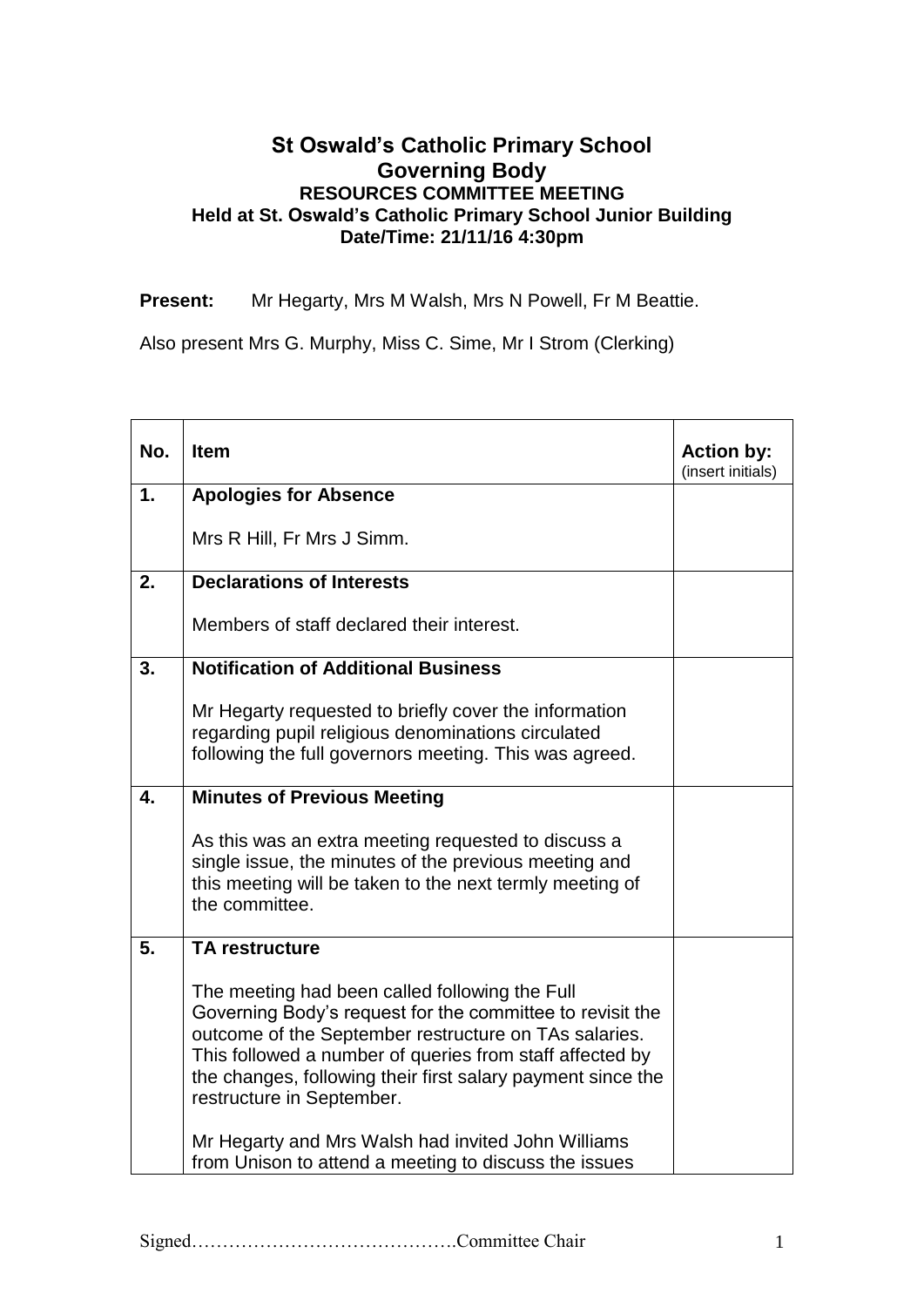# St Oswald's Catholic Primary School
## Governing Body
### RESOURCES COMMITTEE MEETING
### Held at St. Oswald's Catholic Primary School Junior Building
### Date/Time: 21/11/16 4:30pm

**Present:** Mr Hegarty, Mrs M Walsh, Mrs N Powell, Fr M Beattie.

Also present Mrs G. Murphy, Miss C. Sime, Mr I Strom (Clerking)

| No. | Item | Action by: (insert initials) |
|---|---|---|
| 1. | **Apologies for Absence**<br><br>Mrs R Hill, Fr Mrs J Simm. | |
| 2. | **Declarations of Interests**<br><br>Members of staff declared their interest. | |
| 3. | **Notification of Additional Business**<br><br>Mr Hegarty requested to briefly cover the information regarding pupil religious denominations circulated following the full governors meeting. This was agreed. | |
| 4. | **Minutes of Previous Meeting**<br><br>As this was an extra meeting requested to discuss a single issue, the minutes of the previous meeting and this meeting will be taken to the next termly meeting of the committee. | |
| 5. | **TA restructure**<br><br>The meeting had been called following the Full Governing Body's request for the committee to revisit the outcome of the September restructure on TAs salaries. This followed a number of queries from staff affected by the changes, following their first salary payment since the restructure in September.<br><br>Mr Hegarty and Mrs Walsh had invited John Williams from Unison to attend a meeting to discuss the issues | |

Signed…………………………………….Committee Chair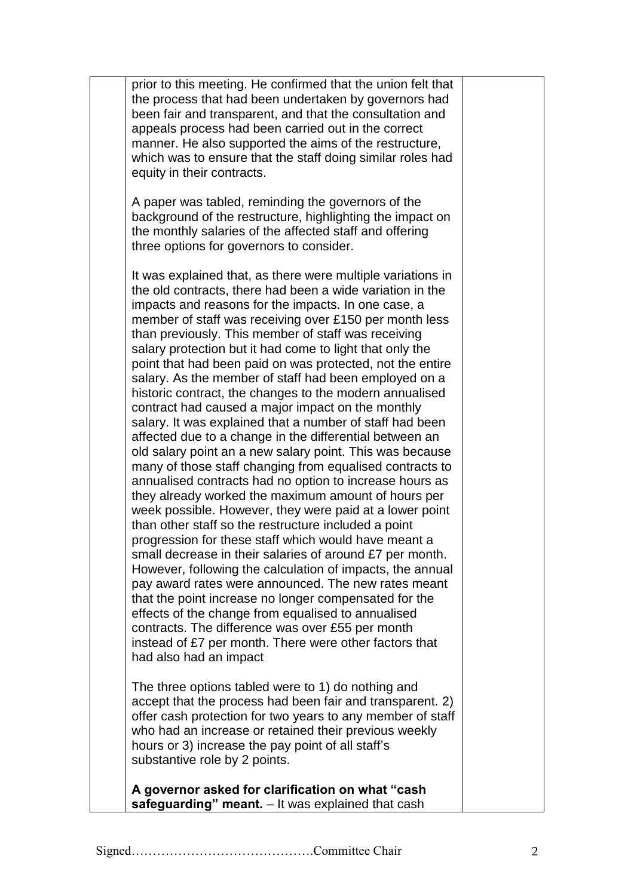prior to this meeting. He confirmed that the union felt that the process that had been undertaken by governors had been fair and transparent, and that the consultation and appeals process had been carried out in the correct manner. He also supported the aims of the restructure, which was to ensure that the staff doing similar roles had equity in their contracts.

A paper was tabled, reminding the governors of the background of the restructure, highlighting the impact on the monthly salaries of the affected staff and offering three options for governors to consider.

It was explained that, as there were multiple variations in the old contracts, there had been a wide variation in the impacts and reasons for the impacts. In one case, a member of staff was receiving over £150 per month less than previously. This member of staff was receiving salary protection but it had come to light that only the point that had been paid on was protected, not the entire salary. As the member of staff had been employed on a historic contract, the changes to the modern annualised contract had caused a major impact on the monthly salary. It was explained that a number of staff had been affected due to a change in the differential between an old salary point an a new salary point. This was because many of those staff changing from equalised contracts to annualised contracts had no option to increase hours as they already worked the maximum amount of hours per week possible. However, they were paid at a lower point than other staff so the restructure included a point progression for these staff which would have meant a small decrease in their salaries of around £7 per month. However, following the calculation of impacts, the annual pay award rates were announced. The new rates meant that the point increase no longer compensated for the effects of the change from equalised to annualised contracts. The difference was over £55 per month instead of £7 per month. There were other factors that had also had an impact

The three options tabled were to 1) do nothing and accept that the process had been fair and transparent. 2) offer cash protection for two years to any member of staff who had an increase or retained their previous weekly hours or 3) increase the pay point of all staff's substantive role by 2 points.

**A governor asked for clarification on what "cash safeguarding" meant.** – It was explained that cash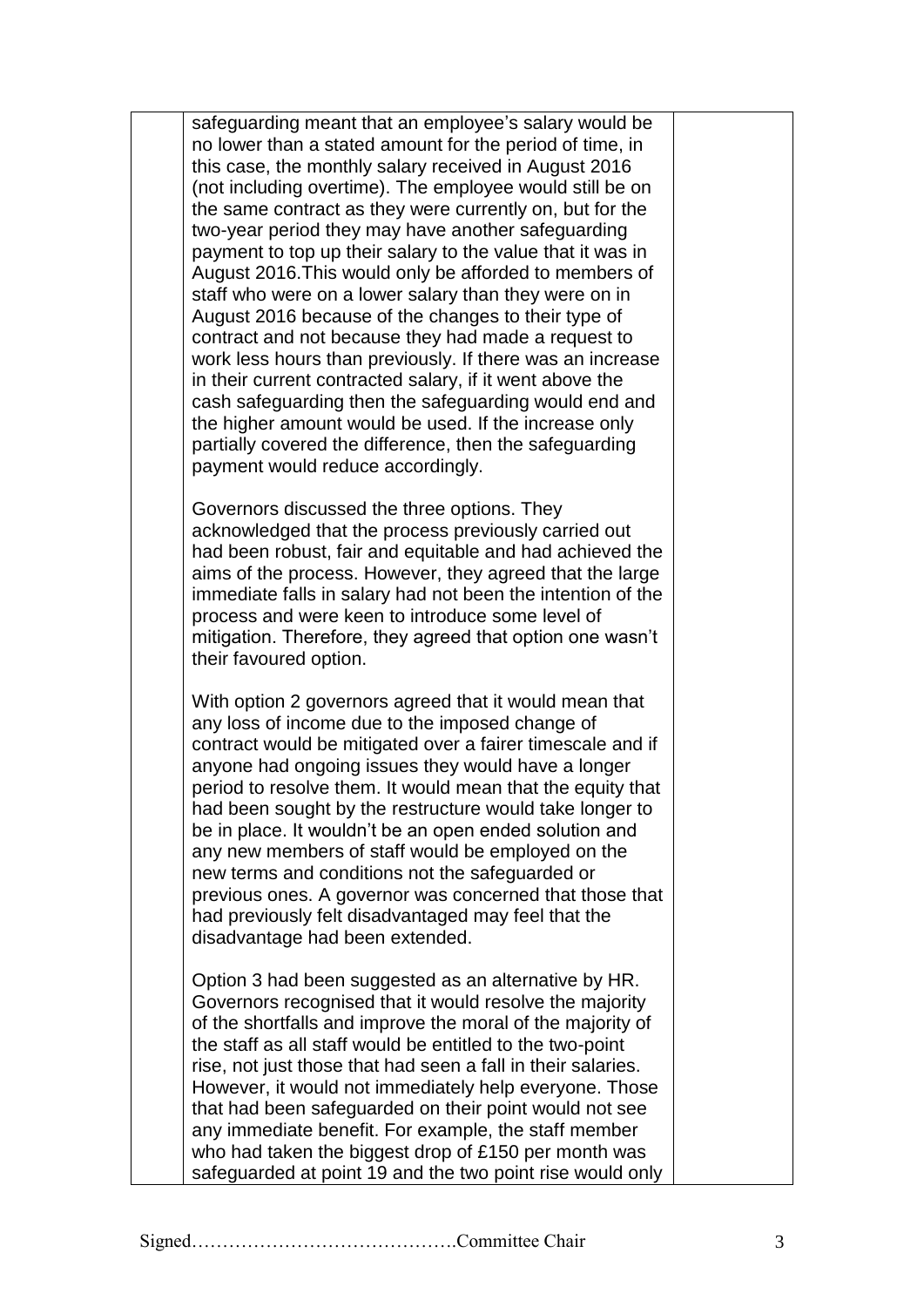safeguarding meant that an employee's salary would be no lower than a stated amount for the period of time, in this case, the monthly salary received in August 2016 (not including overtime). The employee would still be on the same contract as they were currently on, but for the two-year period they may have another safeguarding payment to top up their salary to the value that it was in August 2016.This would only be afforded to members of staff who were on a lower salary than they were on in August 2016 because of the changes to their type of contract and not because they had made a request to work less hours than previously. If there was an increase in their current contracted salary, if it went above the cash safeguarding then the safeguarding would end and the higher amount would be used. If the increase only partially covered the difference, then the safeguarding payment would reduce accordingly.

Governors discussed the three options. They acknowledged that the process previously carried out had been robust, fair and equitable and had achieved the aims of the process. However, they agreed that the large immediate falls in salary had not been the intention of the process and were keen to introduce some level of mitigation. Therefore, they agreed that option one wasn't their favoured option.

With option 2 governors agreed that it would mean that any loss of income due to the imposed change of contract would be mitigated over a fairer timescale and if anyone had ongoing issues they would have a longer period to resolve them. It would mean that the equity that had been sought by the restructure would take longer to be in place. It wouldn't be an open ended solution and any new members of staff would be employed on the new terms and conditions not the safeguarded or previous ones. A governor was concerned that those that had previously felt disadvantaged may feel that the disadvantage had been extended.

Option 3 had been suggested as an alternative by HR. Governors recognised that it would resolve the majority of the shortfalls and improve the moral of the majority of the staff as all staff would be entitled to the two-point rise, not just those that had seen a fall in their salaries. However, it would not immediately help everyone. Those that had been safeguarded on their point would not see any immediate benefit. For example, the staff member who had taken the biggest drop of £150 per month was safeguarded at point 19 and the two point rise would only

Signed…………………………………….Committee Chair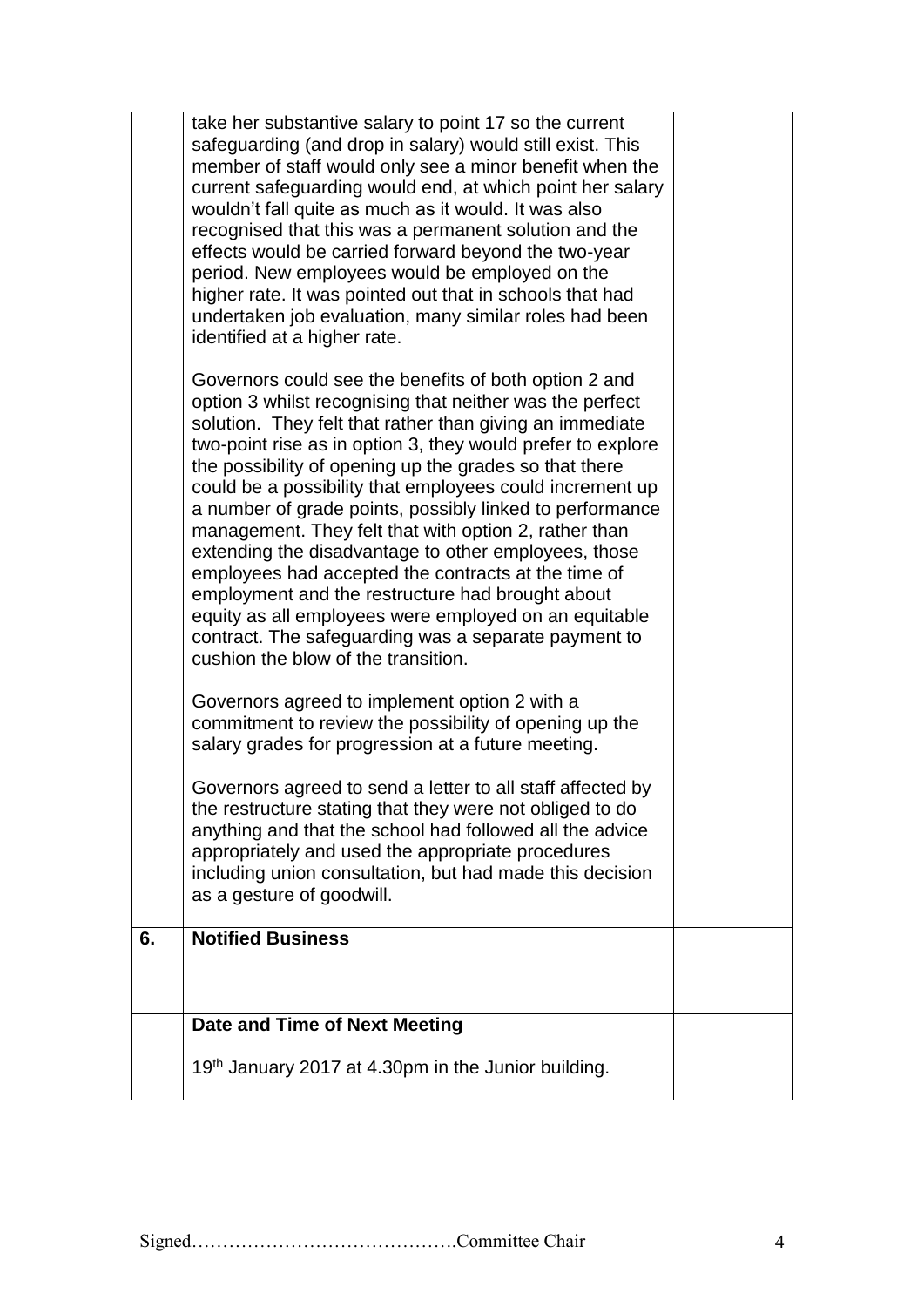| | | |
|---|---|---|
| | take her substantive salary to point 17 so the current safeguarding (and drop in salary) would still exist. This member of staff would only see a minor benefit when the current safeguarding would end, at which point her salary wouldn't fall quite as much as it would. It was also recognised that this was a permanent solution and the effects would be carried forward beyond the two-year period. New employees would be employed on the higher rate. It was pointed out that in schools that had undertaken job evaluation, many similar roles had been identified at a higher rate.<br><br>Governors could see the benefits of both option 2 and option 3 whilst recognising that neither was the perfect solution. They felt that rather than giving an immediate two-point rise as in option 3, they would prefer to explore the possibility of opening up the grades so that there could be a possibility that employees could increment up a number of grade points, possibly linked to performance management. They felt that with option 2, rather than extending the disadvantage to other employees, those employees had accepted the contracts at the time of employment and the restructure had brought about equity as all employees were employed on an equitable contract. The safeguarding was a separate payment to cushion the blow of the transition.<br><br>Governors agreed to implement option 2 with a commitment to review the possibility of opening up the salary grades for progression at a future meeting.<br><br>Governors agreed to send a letter to all staff affected by the restructure stating that they were not obliged to do anything and that the school had followed all the advice appropriately and used the appropriate procedures including union consultation, but had made this decision as a gesture of goodwill. | |
| **6.** | **Notified Business** | |
| | **Date and Time of Next Meeting**<br><br>19th January 2017 at 4.30pm in the Junior building. | |

Signed…………………………………….Committee Chair